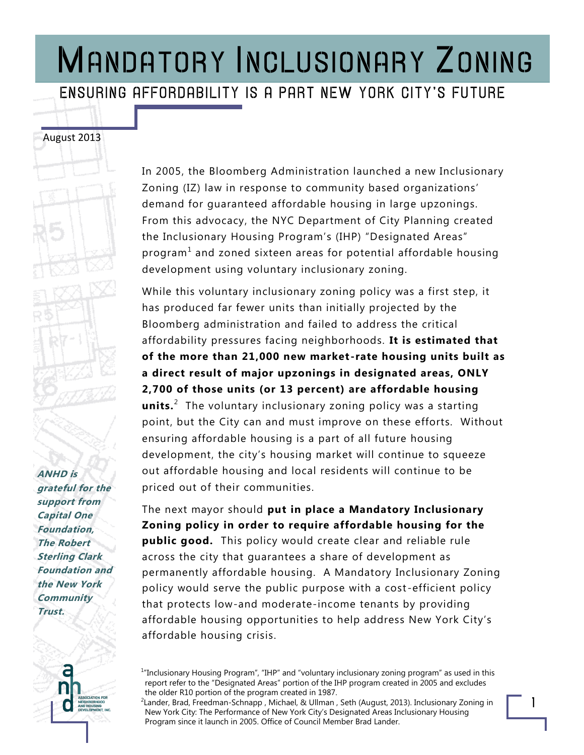# Mandatory Inclusionary Zoning

## Ensuring Affordability is a Part New York City's Future

August 2013

In 2005, the Bloomberg Administration launched a new Inclusionary Zoning (IZ) law in response to community based organizations' demand for guaranteed affordable housing in large upzonings. From this advocacy, the NYC Department of City Planning created the Inclusionary Housing Program's (IHP) "Designated Areas" program[1] and zoned sixteen areas for potential affordable housing development using voluntary inclusionary zoning.

While this voluntary inclusionary zoning policy was a first step, it has produced far fewer units than initially projected by the Bloomberg administration and failed to address the critical affordability pressures facing neighborhoods. **It is estimated that of the more than 21,000 new market-rate housing units built as a direct result of major upzonings in designated areas, ONLY 2,700 of those units (or 13 percent) are affordable housing units.**[2] The voluntary inclusionary zoning policy was a starting point, but the City can and must improve on these efforts. Without ensuring affordable housing is a part of all future housing development, the city's housing market will continue to squeeze out affordable housing and local residents will continue to be priced out of their communities.

The next mayor should **put in place a Mandatory Inclusionary Zoning policy in order to require affordable housing for the public good.** This policy would create clear and reliable rule across the city that guarantees a share of development as permanently affordable housing. A Mandatory Inclusionary Zoning policy would serve the public purpose with a cost-efficient policy that protects low-and moderate-income tenants by providing affordable housing opportunities to help address New York City's affordable housing crisis.

***ANHD is grateful for the support from Capital One Foundation, The Robert Sterling Clark Foundation and the New York Community Trust.***

ANHD — Association for Neighborhood and Housing Development, Inc.

[1] "Inclusionary Housing Program", "IHP" and "voluntary inclusionary zoning program" as used in this report refer to the "Designated Areas" portion of the IHP program created in 2005 and excludes the older R10 portion of the program created in 1987.

[2] Lander, Brad, Freedman-Schnapp , Michael, & Ullman , Seth (August, 2013). Inclusionary Zoning in New York City: The Performance of New York City's Designated Areas Inclusionary Housing Program since it launch in 2005. Office of Council Member Brad Lander.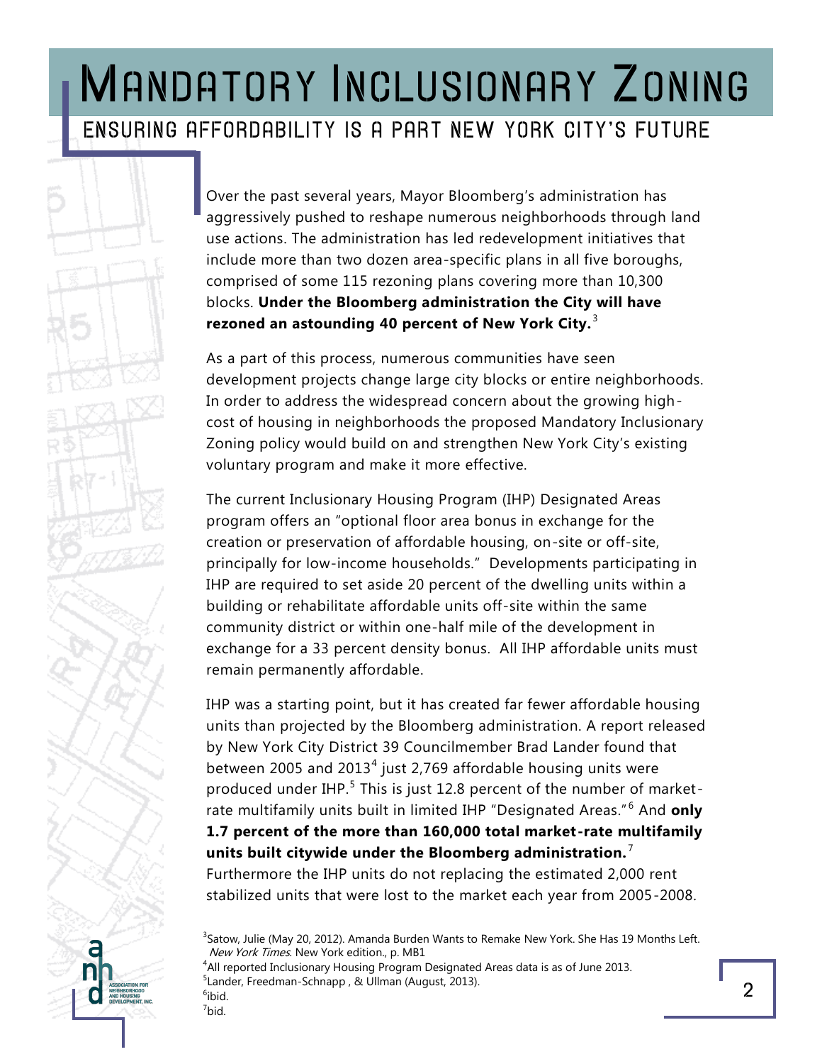# Mandatory Inclusionary Zoning

## Ensuring Affordability is a Part New York City's Future

Over the past several years, Mayor Bloomberg's administration has aggressively pushed to reshape numerous neighborhoods through land use actions. The administration has led redevelopment initiatives that include more than two dozen area-specific plans in all five boroughs, comprised of some 115 rezoning plans covering more than 10,300 blocks. **Under the Bloomberg administration the City will have rezoned an astounding 40 percent of New York City.**[3]

As a part of this process, numerous communities have seen development projects change large city blocks or entire neighborhoods. In order to address the widespread concern about the growing high-cost of housing in neighborhoods the proposed Mandatory Inclusionary Zoning policy would build on and strengthen New York City's existing voluntary program and make it more effective.

The current Inclusionary Housing Program (IHP) Designated Areas program offers an "optional floor area bonus in exchange for the creation or preservation of affordable housing, on-site or off-site, principally for low-income households." Developments participating in IHP are required to set aside 20 percent of the dwelling units within a building or rehabilitate affordable units off-site within the same community district or within one-half mile of the development in exchange for a 33 percent density bonus. All IHP affordable units must remain permanently affordable.

IHP was a starting point, but it has created far fewer affordable housing units than projected by the Bloomberg administration. A report released by New York City District 39 Councilmember Brad Lander found that between 2005 and 2013[4] just 2,769 affordable housing units were produced under IHP.[5] This is just 12.8 percent of the number of market-rate multifamily units built in limited IHP "Designated Areas."[6] And **only 1.7 percent of the more than 160,000 total market-rate multifamily units built citywide under the Bloomberg administration.**[7] Furthermore the IHP units do not replacing the estimated 2,000 rent stabilized units that were lost to the market each year from 2005-2008.

---

[3] Satow, Julie (May 20, 2012). Amanda Burden Wants to Remake New York. She Has 19 Months Left. *New York Times*. New York edition., p. MB1

[4] All reported Inclusionary Housing Program Designated Areas data is as of June 2013.

[5] Lander, Freedman-Schnapp , & Ullman (August, 2013).

[6] ibid.

[7] bid.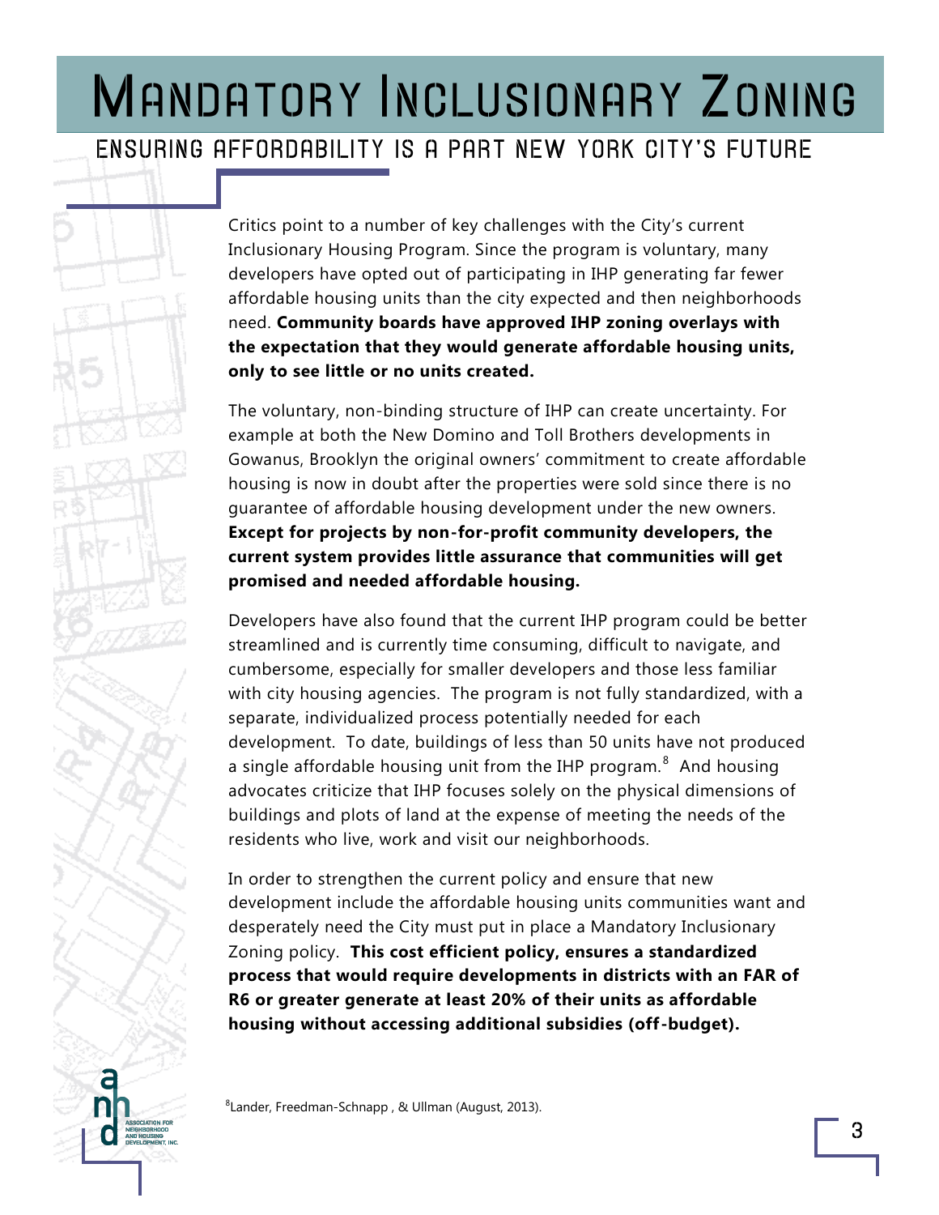# Mandatory Inclusionary Zoning

## Ensuring Affordability is a Part New York City's Future

Critics point to a number of key challenges with the City's current Inclusionary Housing Program. Since the program is voluntary, many developers have opted out of participating in IHP generating far fewer affordable housing units than the city expected and then neighborhoods need. **Community boards have approved IHP zoning overlays with the expectation that they would generate affordable housing units, only to see little or no units created.**

The voluntary, non-binding structure of IHP can create uncertainty. For example at both the New Domino and Toll Brothers developments in Gowanus, Brooklyn the original owners' commitment to create affordable housing is now in doubt after the properties were sold since there is no guarantee of affordable housing development under the new owners. **Except for projects by non-for-profit community developers, the current system provides little assurance that communities will get promised and needed affordable housing.**

Developers have also found that the current IHP program could be better streamlined and is currently time consuming, difficult to navigate, and cumbersome, especially for smaller developers and those less familiar with city housing agencies. The program is not fully standardized, with a separate, individualized process potentially needed for each development. To date, buildings of less than 50 units have not produced a single affordable housing unit from the IHP program.[8] And housing advocates criticize that IHP focuses solely on the physical dimensions of buildings and plots of land at the expense of meeting the needs of the residents who live, work and visit our neighborhoods.

In order to strengthen the current policy and ensure that new development include the affordable housing units communities want and desperately need the City must put in place a Mandatory Inclusionary Zoning policy. **This cost efficient policy, ensures a standardized process that would require developments in districts with an FAR of R6 or greater generate at least 20% of their units as affordable housing without accessing additional subsidies (off-budget).**

[8] Lander, Freedman-Schnapp , & Ullman (August, 2013).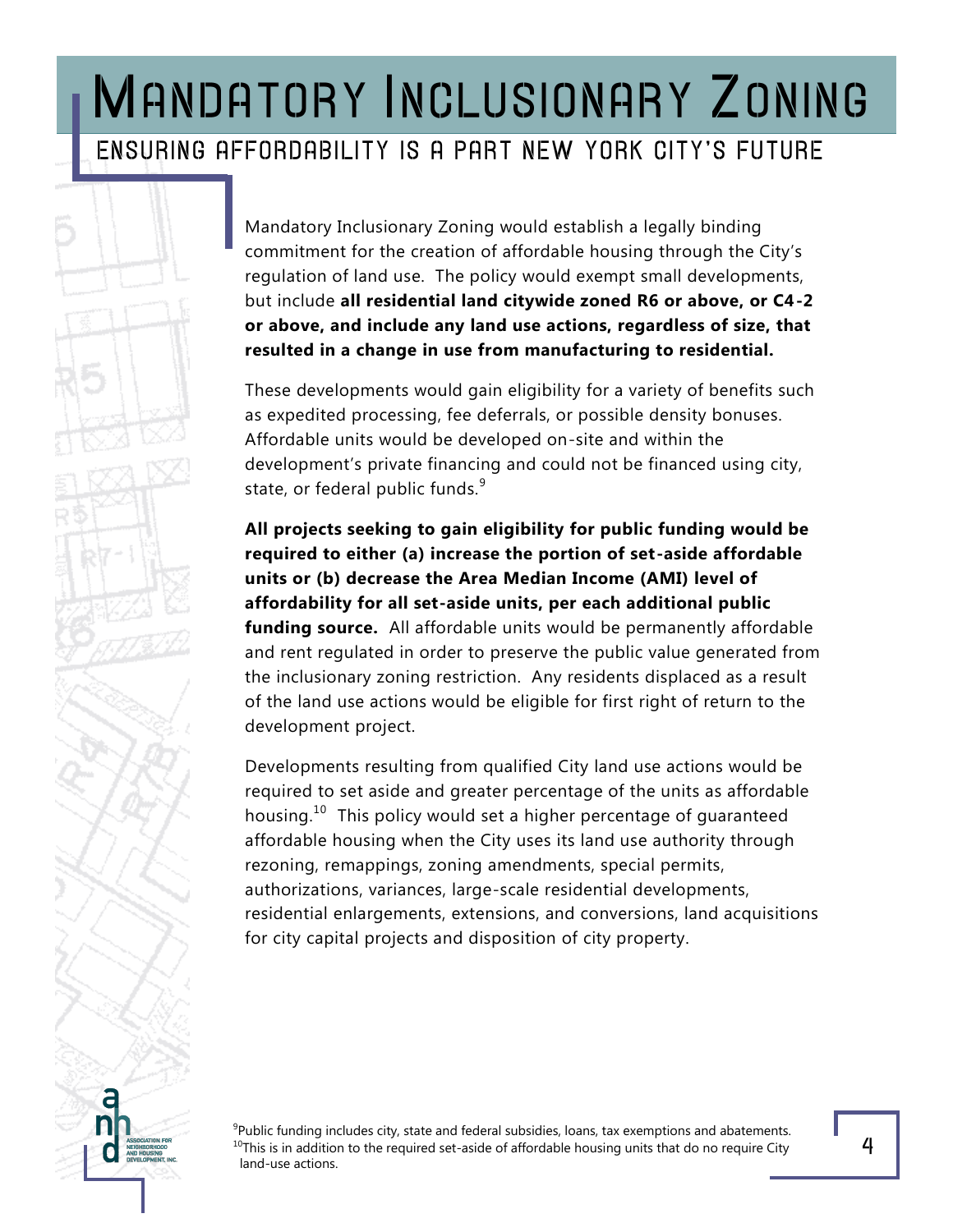# Mandatory Inclusionary Zoning

## Ensuring Affordability is a Part New York City's Future

Mandatory Inclusionary Zoning would establish a legally binding commitment for the creation of affordable housing through the City's regulation of land use. The policy would exempt small developments, but include **all residential land citywide zoned R6 or above, or C4-2 or above, and include any land use actions, regardless of size, that resulted in a change in use from manufacturing to residential.**

These developments would gain eligibility for a variety of benefits such as expedited processing, fee deferrals, or possible density bonuses. Affordable units would be developed on-site and within the development's private financing and could not be financed using city, state, or federal public funds.[9]

**All projects seeking to gain eligibility for public funding would be required to either (a) increase the portion of set-aside affordable units or (b) decrease the Area Median Income (AMI) level of affordability for all set-aside units, per each additional public funding source.** All affordable units would be permanently affordable and rent regulated in order to preserve the public value generated from the inclusionary zoning restriction. Any residents displaced as a result of the land use actions would be eligible for first right of return to the development project.

Developments resulting from qualified City land use actions would be required to set aside and greater percentage of the units as affordable housing.[10] This policy would set a higher percentage of guaranteed affordable housing when the City uses its land use authority through rezoning, remappings, zoning amendments, special permits, authorizations, variances, large-scale residential developments, residential enlargements, extensions, and conversions, land acquisitions for city capital projects and disposition of city property.

[9] Public funding includes city, state and federal subsidies, loans, tax exemptions and abatements.
[10] This is in addition to the required set-aside of affordable housing units that do no require City land-use actions.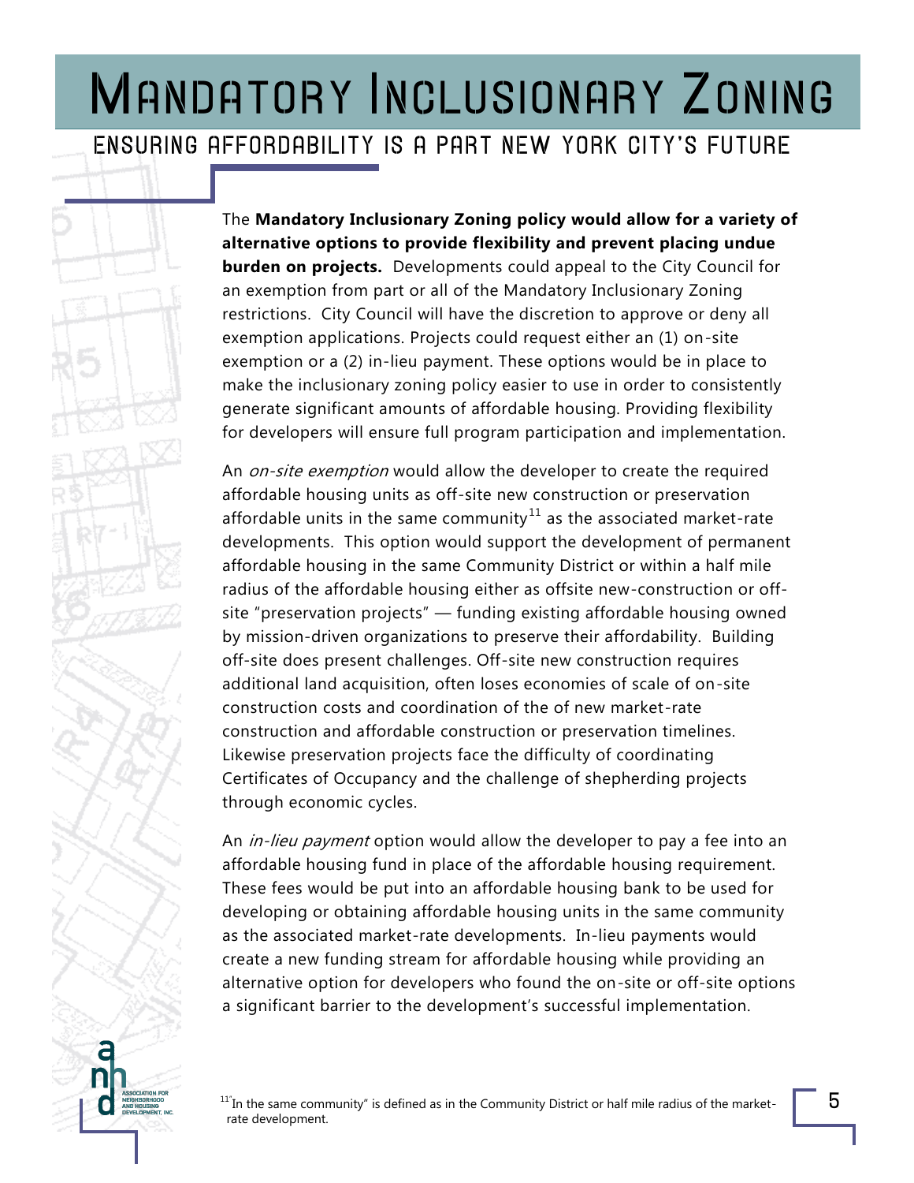# Mandatory Inclusionary Zoning

## Ensuring Affordability is a Part New York City's Future

The **Mandatory Inclusionary Zoning policy would allow for a variety of alternative options to provide flexibility and prevent placing undue burden on projects.** Developments could appeal to the City Council for an exemption from part or all of the Mandatory Inclusionary Zoning restrictions. City Council will have the discretion to approve or deny all exemption applications. Projects could request either an (1) on-site exemption or a (2) in-lieu payment. These options would be in place to make the inclusionary zoning policy easier to use in order to consistently generate significant amounts of affordable housing. Providing flexibility for developers will ensure full program participation and implementation.

An *on-site exemption* would allow the developer to create the required affordable housing units as off-site new construction or preservation affordable units in the same community[11] as the associated market-rate developments. This option would support the development of permanent affordable housing in the same Community District or within a half mile radius of the affordable housing either as offsite new-construction or off-site "preservation projects" — funding existing affordable housing owned by mission-driven organizations to preserve their affordability. Building off-site does present challenges. Off-site new construction requires additional land acquisition, often loses economies of scale of on-site construction costs and coordination of the of new market-rate construction and affordable construction or preservation timelines. Likewise preservation projects face the difficulty of coordinating Certificates of Occupancy and the challenge of shepherding projects through economic cycles.

An *in-lieu payment* option would allow the developer to pay a fee into an affordable housing fund in place of the affordable housing requirement. These fees would be put into an affordable housing bank to be used for developing or obtaining affordable housing units in the same community as the associated market-rate developments. In-lieu payments would create a new funding stream for affordable housing while providing an alternative option for developers who found the on-site or off-site options a significant barrier to the development's successful implementation.

[11] "In the same community" is defined as in the Community District or half mile radius of the market-rate development.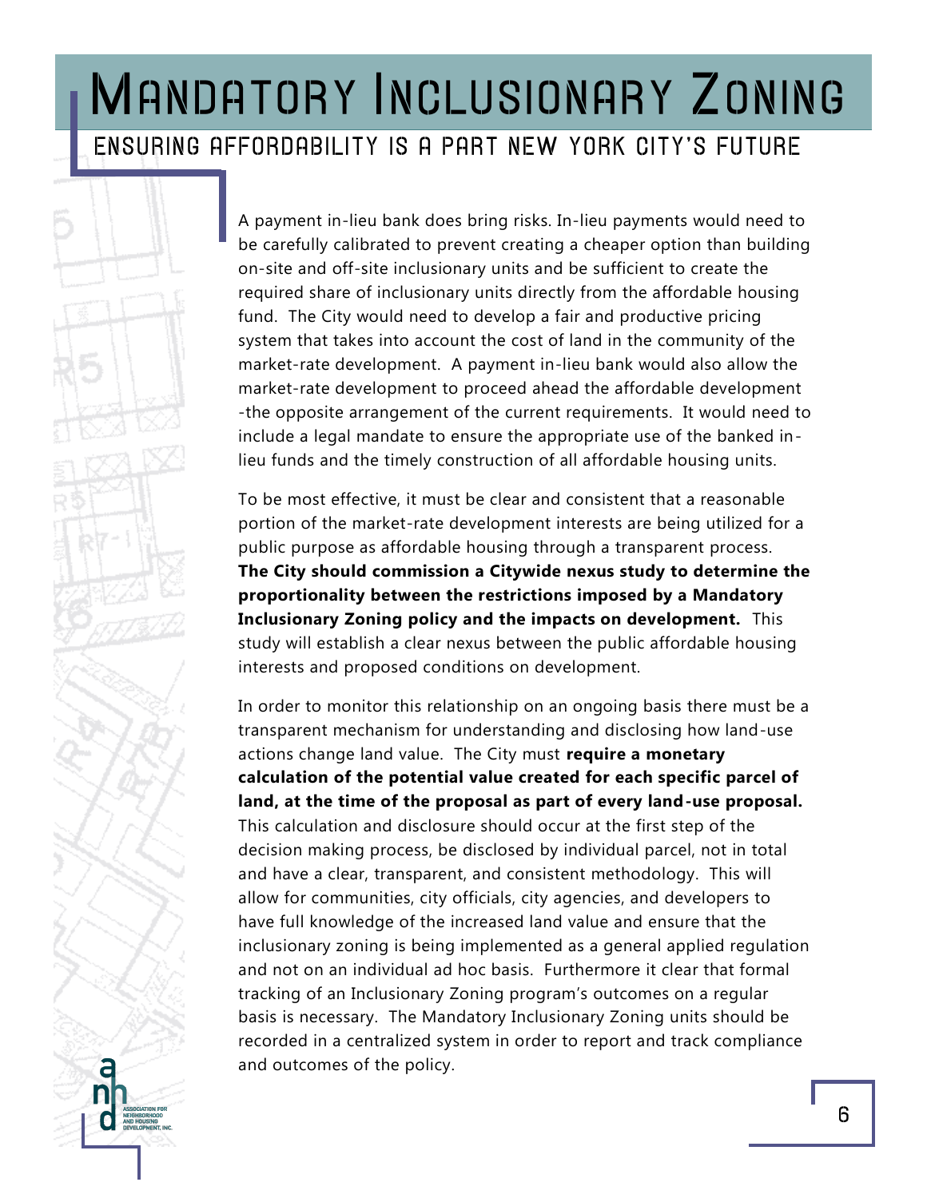# Mandatory Inclusionary Zoning

## Ensuring Affordability is a Part New York City's Future

A payment in-lieu bank does bring risks. In-lieu payments would need to be carefully calibrated to prevent creating a cheaper option than building on-site and off-site inclusionary units and be sufficient to create the required share of inclusionary units directly from the affordable housing fund. The City would need to develop a fair and productive pricing system that takes into account the cost of land in the community of the market-rate development. A payment in-lieu bank would also allow the market-rate development to proceed ahead the affordable development -the opposite arrangement of the current requirements. It would need to include a legal mandate to ensure the appropriate use of the banked in-lieu funds and the timely construction of all affordable housing units.

To be most effective, it must be clear and consistent that a reasonable portion of the market-rate development interests are being utilized for a public purpose as affordable housing through a transparent process. **The City should commission a Citywide nexus study to determine the proportionality between the restrictions imposed by a Mandatory Inclusionary Zoning policy and the impacts on development.** This study will establish a clear nexus between the public affordable housing interests and proposed conditions on development.

In order to monitor this relationship on an ongoing basis there must be a transparent mechanism for understanding and disclosing how land-use actions change land value. The City must **require a monetary calculation of the potential value created for each specific parcel of land, at the time of the proposal as part of every land-use proposal.** This calculation and disclosure should occur at the first step of the decision making process, be disclosed by individual parcel, not in total and have a clear, transparent, and consistent methodology. This will allow for communities, city officials, city agencies, and developers to have full knowledge of the increased land value and ensure that the inclusionary zoning is being implemented as a general applied regulation and not on an individual ad hoc basis. Furthermore it clear that formal tracking of an Inclusionary Zoning program's outcomes on a regular basis is necessary. The Mandatory Inclusionary Zoning units should be recorded in a centralized system in order to report and track compliance and outcomes of the policy.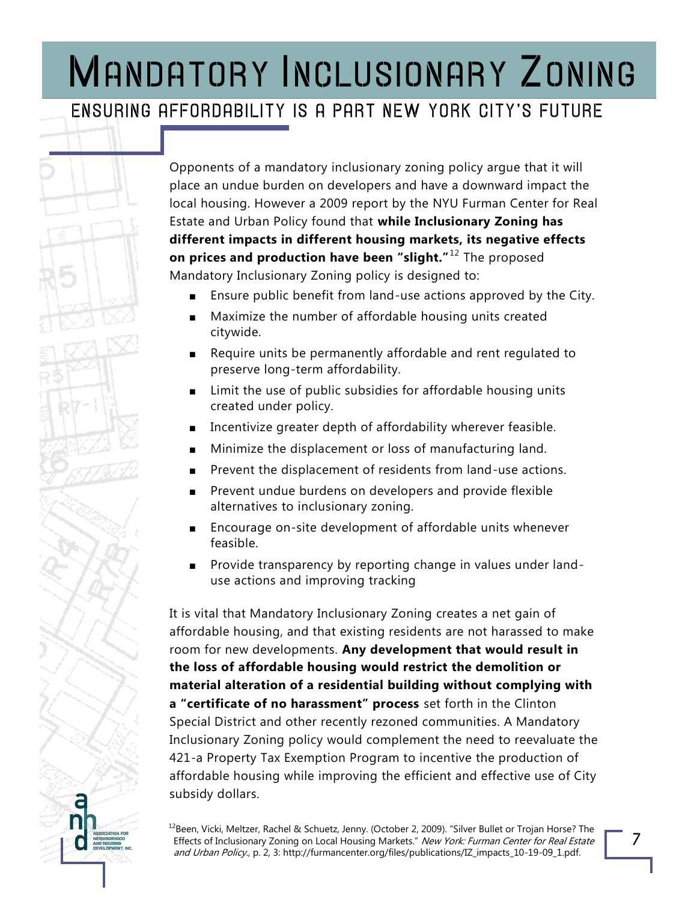# Mandatory Inclusionary Zoning

## Ensuring Affordability is a Part New York City's Future

Opponents of a mandatory inclusionary zoning policy argue that it will place an undue burden on developers and have a downward impact the local housing. However a 2009 report by the NYU Furman Center for Real Estate and Urban Policy found that **while Inclusionary Zoning has different impacts in different housing markets, its negative effects on prices and production have been "slight."**[12] The proposed Mandatory Inclusionary Zoning policy is designed to:

- Ensure public benefit from land-use actions approved by the City.
- Maximize the number of affordable housing units created citywide.
- Require units be permanently affordable and rent regulated to preserve long-term affordability.
- Limit the use of public subsidies for affordable housing units created under policy.
- Incentivize greater depth of affordability wherever feasible.
- Minimize the displacement or loss of manufacturing land.
- Prevent the displacement of residents from land-use actions.
- Prevent undue burdens on developers and provide flexible alternatives to inclusionary zoning.
- Encourage on-site development of affordable units whenever feasible.
- Provide transparency by reporting change in values under land-use actions and improving tracking

It is vital that Mandatory Inclusionary Zoning creates a net gain of affordable housing, and that existing residents are not harassed to make room for new developments. **Any development that would result in the loss of affordable housing would restrict the demolition or material alteration of a residential building without complying with a "certificate of no harassment" process** set forth in the Clinton Special District and other recently rezoned communities. A Mandatory Inclusionary Zoning policy would complement the need to reevaluate the 421-a Property Tax Exemption Program to incentive the production of affordable housing while improving the efficient and effective use of City subsidy dollars.

[12]Been, Vicki, Meltzer, Rachel & Schuetz, Jenny. (October 2, 2009). "Silver Bullet or Trojan Horse? The Effects of Inclusionary Zoning on Local Housing Markets." *New York: Furman Center for Real Estate and Urban Policy.*, p. 2, 3: http://furmancenter.org/files/publications/IZ_impacts_10-19-09_1.pdf.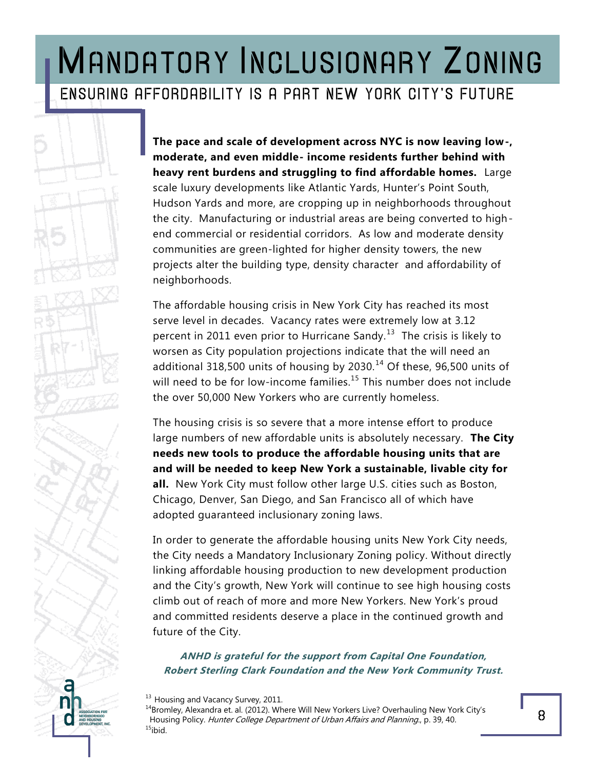# Mandatory Inclusionary Zoning

## Ensuring Affordability is a Part New York City's Future

**The pace and scale of development across NYC is now leaving low-, moderate, and even middle- income residents further behind with heavy rent burdens and struggling to find affordable homes.** Large scale luxury developments like Atlantic Yards, Hunter's Point South, Hudson Yards and more, are cropping up in neighborhoods throughout the city. Manufacturing or industrial areas are being converted to high-end commercial or residential corridors. As low and moderate density communities are green-lighted for higher density towers, the new projects alter the building type, density character and affordability of neighborhoods.

The affordable housing crisis in New York City has reached its most serve level in decades. Vacancy rates were extremely low at 3.12 percent in 2011 even prior to Hurricane Sandy.[13] The crisis is likely to worsen as City population projections indicate that the will need an additional 318,500 units of housing by 2030.[14] Of these, 96,500 units of will need to be for low-income families.[15] This number does not include the over 50,000 New Yorkers who are currently homeless.

The housing crisis is so severe that a more intense effort to produce large numbers of new affordable units is absolutely necessary. **The City needs new tools to produce the affordable housing units that are and will be needed to keep New York a sustainable, livable city for all.** New York City must follow other large U.S. cities such as Boston, Chicago, Denver, San Diego, and San Francisco all of which have adopted guaranteed inclusionary zoning laws.

In order to generate the affordable housing units New York City needs, the City needs a Mandatory Inclusionary Zoning policy. Without directly linking affordable housing production to new development production and the City's growth, New York will continue to see high housing costs climb out of reach of more and more New Yorkers. New York's proud and committed residents deserve a place in the continued growth and future of the City.

***ANHD is grateful for the support from Capital One Foundation, Robert Sterling Clark Foundation and the New York Community Trust.***

[13] Housing and Vacancy Survey, 2011.

[14] Bromley, Alexandra et. al. (2012). Where Will New Yorkers Live? Overhauling New York City's Housing Policy. *Hunter College Department of Urban Affairs and Planning.*, p. 39, 40.

[15] ibid.